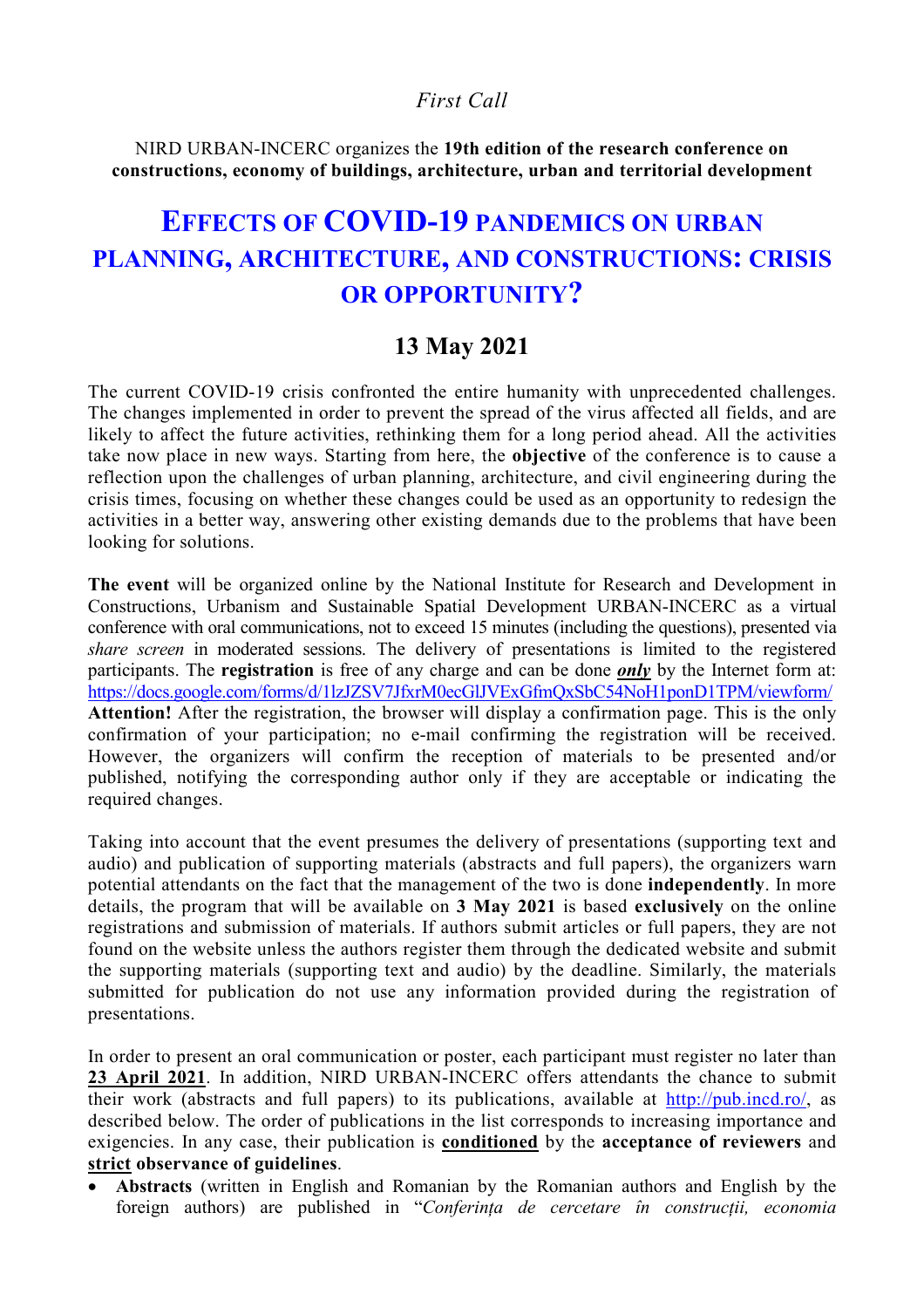*First Call*

NIRD URBAN-INCERC organizes the **19th edition of the research conference on constructions, economy of buildings, architecture, urban and territorial development**

# EFFECTS OF COVID-19 PANDEMICS ON URBAN PLANNING, ARCHITECTURE, AND CONSTRUCTIONS: CRISIS OR OPPORTUNITY?

## 13 May 2021

The current COVID-19 crisis confronted the entire humanity with unprecedented challenges. The changes implemented in order to prevent the spread of the virus affected all fields, and are likely to affect the future activities, rethinking them for a long period ahead. All the activities take now place in new ways. Starting from here, the **objective** of the conference is to cause a reflection upon the challenges of urban planning, architecture, and civil engineering during the crisis times, focusing on whether these changes could be used as an opportunity to redesign the activities in a better way, answering other existing demands due to the problems that have been looking for solutions.

**The event** will be organized online by the National Institute for Research and Development in Constructions, Urbanism and Sustainable Spatial Development URBAN-INCERC as a virtual conference with oral communications, not to exceed 15 minutes (including the questions), presented via *share screen* in moderated sessions. The delivery of presentations is limited to the registered participants. The **registration** is free of any charge and can be done ***only*** by the Internet form at: https://docs.google.com/forms/d/1lzJZSV7JfxrM0ecGlJVExGfmQxSbC54NoH1ponD1TPM/viewform/ **Attention!** After the registration, the browser will display a confirmation page. This is the only confirmation of your participation; no e-mail confirming the registration will be received. However, the organizers will confirm the reception of materials to be presented and/or published, notifying the corresponding author only if they are acceptable or indicating the required changes.

Taking into account that the event presumes the delivery of presentations (supporting text and audio) and publication of supporting materials (abstracts and full papers), the organizers warn potential attendants on the fact that the management of the two is done **independently**. In more details, the program that will be available on **3 May 2021** is based **exclusively** on the online registrations and submission of materials. If authors submit articles or full papers, they are not found on the website unless the authors register them through the dedicated website and submit the supporting materials (supporting text and audio) by the deadline. Similarly, the materials submitted for publication do not use any information provided during the registration of presentations.

In order to present an oral communication or poster, each participant must register no later than **23 April 2021**. In addition, NIRD URBAN-INCERC offers attendants the chance to submit their work (abstracts and full papers) to its publications, available at http://pub.incd.ro/, as described below. The order of publications in the list corresponds to increasing importance and exigencies. In any case, their publication is **conditioned** by the **acceptance of reviewers** and **strict observance of guidelines**.

- **Abstracts** (written in English and Romanian by the Romanian authors and English by the foreign authors) are published in "*Conferința de cercetare în construcții, economia*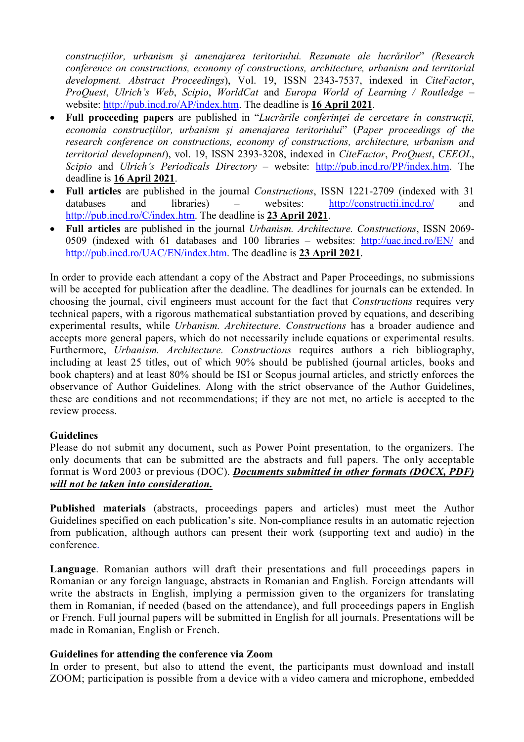*construcţiilor, urbanism şi amenajarea teritoriului. Rezumate ale lucrărilor*" *(Research conference on constructions, economy of constructions, architecture, urbanism and territorial development. Abstract Proceedings*), Vol. 19, ISSN 2343-7537, indexed in *CiteFactor*, *ProQuest*, *Ulrich's Web*, *Scipio*, *WorldCat* and *Europa World of Learning / Routledge* – website: http://pub.incd.ro/AP/index.htm. The deadline is **16 April 2021**.

- **Full proceeding papers** are published in "*Lucrările conferinţei de cercetare în construcţii, economia construcţiilor, urbanism şi amenajarea teritoriului*" (*Paper proceedings of the research conference on constructions, economy of constructions, architecture, urbanism and territorial development*), vol. 19, ISSN 2393-3208, indexed in *CiteFactor*, *ProQuest*, *CEEOL*, *Scipio* and *Ulrich's Periodicals Directory* – website: http://pub.incd.ro/PP/index.htm. The deadline is **16 April 2021**.
- **Full articles** are published in the journal *Constructions*, ISSN 1221-2709 (indexed with 31 databases and libraries) – websites: http://constructii.incd.ro/ and http://pub.incd.ro/C/index.htm. The deadline is **23 April 2021**.
- **Full articles** are published in the journal *Urbanism. Architecture. Constructions*, ISSN 2069-0509 (indexed with 61 databases and 100 libraries – websites: http://uac.incd.ro/EN/ and http://pub.incd.ro/UAC/EN/index.htm. The deadline is **23 April 2021**.

In order to provide each attendant a copy of the Abstract and Paper Proceedings, no submissions will be accepted for publication after the deadline. The deadlines for journals can be extended. In choosing the journal, civil engineers must account for the fact that *Constructions* requires very technical papers, with a rigorous mathematical substantiation proved by equations, and describing experimental results, while *Urbanism. Architecture. Constructions* has a broader audience and accepts more general papers, which do not necessarily include equations or experimental results. Furthermore, *Urbanism. Architecture. Constructions* requires authors a rich bibliography, including at least 25 titles, out of which 90% should be published (journal articles, books and book chapters) and at least 80% should be ISI or Scopus journal articles, and strictly enforces the observance of Author Guidelines. Along with the strict observance of the Author Guidelines, these are conditions and not recommendations; if they are not met, no article is accepted to the review process.

**Guidelines**
Please do not submit any document, such as Power Point presentation, to the organizers. The only documents that can be submitted are the abstracts and full papers. The only acceptable format is Word 2003 or previous (DOC). ***Documents submitted in other formats (DOCX, PDF) will not be taken into consideration.***

**Published materials** (abstracts, proceedings papers and articles) must meet the Author Guidelines specified on each publication's site. Non-compliance results in an automatic rejection from publication, although authors can present their work (supporting text and audio) in the conference.

**Language**. Romanian authors will draft their presentations and full proceedings papers in Romanian or any foreign language, abstracts in Romanian and English. Foreign attendants will write the abstracts in English, implying a permission given to the organizers for translating them in Romanian, if needed (based on the attendance), and full proceedings papers in English or French. Full journal papers will be submitted in English for all journals. Presentations will be made in Romanian, English or French.

**Guidelines for attending the conference via Zoom**
In order to present, but also to attend the event, the participants must download and install ZOOM; participation is possible from a device with a video camera and microphone, embedded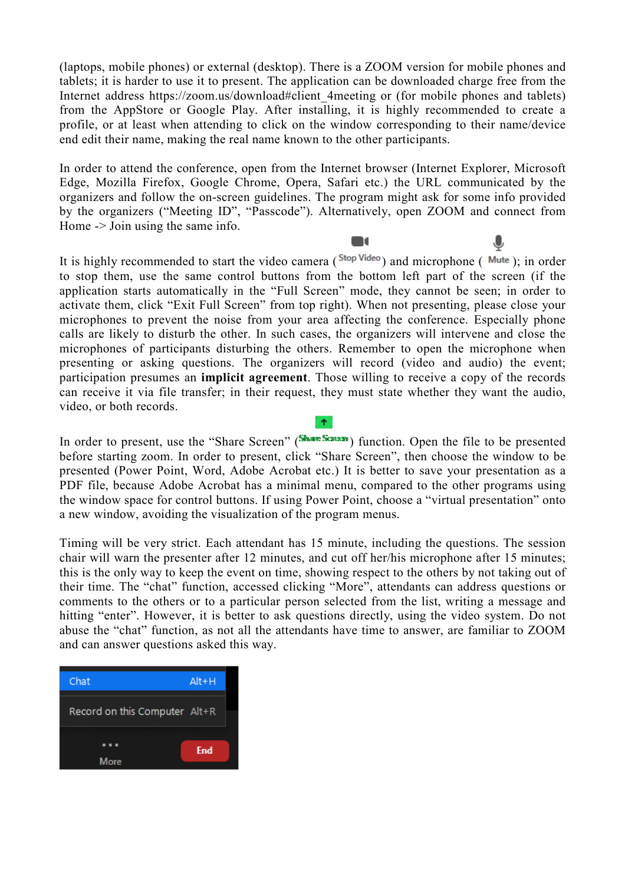(laptops, mobile phones) or external (desktop). There is a ZOOM version for mobile phones and tablets; it is harder to use it to present. The application can be downloaded charge free from the Internet address https://zoom.us/download#client_4meeting or (for mobile phones and tablets) from the AppStore or Google Play. After installing, it is highly recommended to create a profile, or at least when attending to click on the window corresponding to their name/device end edit their name, making the real name known to the other participants.

In order to attend the conference, open from the Internet browser (Internet Explorer, Microsoft Edge, Mozilla Firefox, Google Chrome, Opera, Safari etc.) the URL communicated by the organizers and follow the on-screen guidelines. The program might ask for some info provided by the organizers ("Meeting ID", "Passcode"). Alternatively, open ZOOM and connect from Home -> Join using the same info.

It is highly recommended to start the video camera (Stop Video) and microphone ( Mute ); in order to stop them, use the same control buttons from the bottom left part of the screen (if the application starts automatically in the "Full Screen" mode, they cannot be seen; in order to activate them, click "Exit Full Screen" from top right). When not presenting, please close your microphones to prevent the noise from your area affecting the conference. Especially phone calls are likely to disturb the other. In such cases, the organizers will intervene and close the microphones of participants disturbing the others. Remember to open the microphone when presenting or asking questions. The organizers will record (video and audio) the event; participation presumes an **implicit agreement**. Those willing to receive a copy of the records can receive it via file transfer; in their request, they must state whether they want the audio, video, or both records.

In order to present, use the "Share Screen" (Share Screen) function. Open the file to be presented before starting zoom. In order to present, click "Share Screen", then choose the window to be presented (Power Point, Word, Adobe Acrobat etc.) It is better to save your presentation as a PDF file, because Adobe Acrobat has a minimal menu, compared to the other programs using the window space for control buttons. If using Power Point, choose a "virtual presentation" onto a new window, avoiding the visualization of the program menus.

Timing will be very strict. Each attendant has 15 minute, including the questions. The session chair will warn the presenter after 12 minutes, and cut off her/his microphone after 15 minutes; this is the only way to keep the event on time, showing respect to the others by not taking out of their time. The "chat" function, accessed clicking "More", attendants can address questions or comments to the others or to a particular person selected from the list, writing a message and hitting "enter". However, it is better to ask questions directly, using the video system. Do not abuse the "chat" function, as not all the attendants have time to answer, are familiar to ZOOM and can answer questions asked this way.

Chat Alt+H

Record on this Computer Alt+R

More End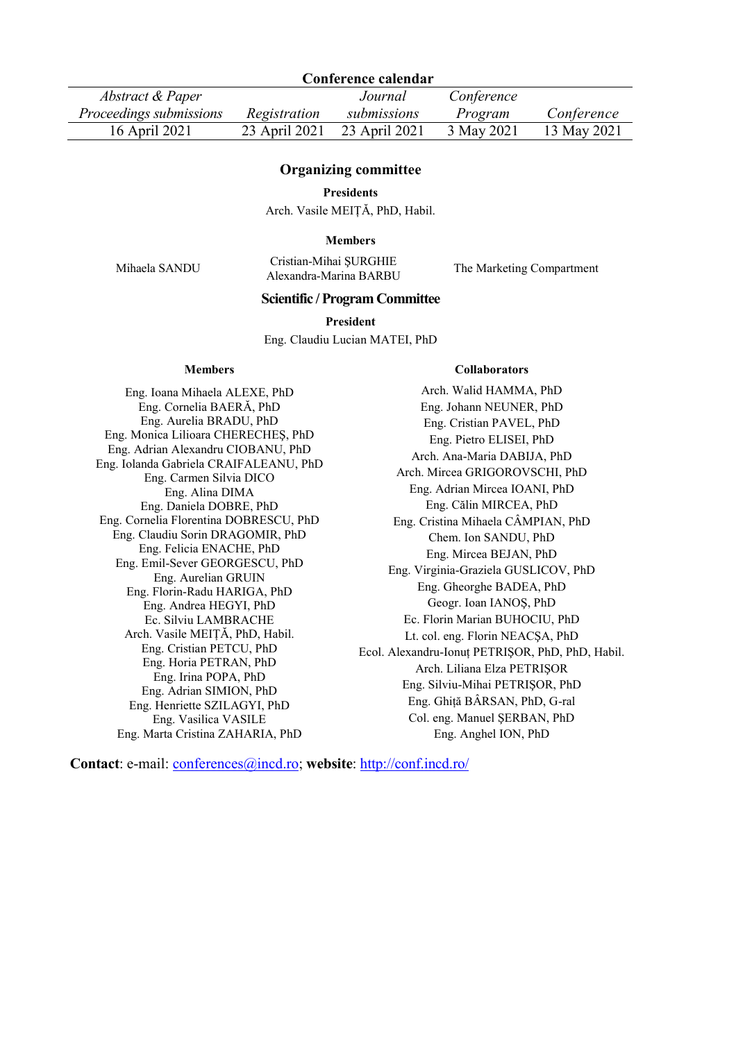## Conference calendar

| Abstract & Paper Proceedings submissions | Registration | Journal submissions | Conference Program | Conference |
|---|---|---|---|---|
| 16 April 2021 | 23 April 2021 | 23 April 2021 | 3 May 2021 | 13 May 2021 |

## Organizing committee

**Presidents**

Arch. Vasile MEIȚĂ, PhD, Habil.

**Members**

Mihaela SANDU

Cristian-Mihai ȘURGHIE

Alexandra-Marina BARBU

The Marketing Compartment

## Scientific / Program Committee

**President**

Eng. Claudiu Lucian MATEI, PhD

**Members**

Eng. Ioana Mihaela ALEXE, PhD
Eng. Cornelia BAERĂ, PhD
Eng. Aurelia BRADU, PhD
Eng. Monica Lilioara CHERECHEȘ, PhD
Eng. Adrian Alexandru CIOBANU, PhD
Eng. Iolanda Gabriela CRAIFALEANU, PhD
Eng. Carmen Silvia DICO
Eng. Alina DIMA
Eng. Daniela DOBRE, PhD
Eng. Cornelia Florentina DOBRESCU, PhD
Eng. Claudiu Sorin DRAGOMIR, PhD
Eng. Felicia ENACHE, PhD
Eng. Emil-Sever GEORGESCU, PhD
Eng. Aurelian GRUIN
Eng. Florin-Radu HARIGA, PhD
Eng. Andrea HEGYI, PhD
Ec. Silviu LAMBRACHE
Arch. Vasile MEIȚĂ, PhD, Habil.
Eng. Cristian PETCU, PhD
Eng. Horia PETRAN, PhD
Eng. Irina POPA, PhD
Eng. Adrian SIMION, PhD
Eng. Henriette SZILAGYI, PhD
Eng. Vasilica VASILE
Eng. Marta Cristina ZAHARIA, PhD

**Collaborators**

Arch. Walid HAMMA, PhD
Eng. Johann NEUNER, PhD
Eng. Cristian PAVEL, PhD
Eng. Pietro ELISEI, PhD
Arch. Ana-Maria DABIJA, PhD
Arch. Mircea GRIGOROVSCHI, PhD
Eng. Adrian Mircea IOANI, PhD
Eng. Călin MIRCEA, PhD
Eng. Cristina Mihaela CÂMPIAN, PhD
Chem. Ion SANDU, PhD
Eng. Mircea BEJAN, PhD
Eng. Virginia-Graziela GUSLICOV, PhD
Eng. Gheorghe BADEA, PhD
Geogr. Ioan IANOȘ, PhD
Ec. Florin Marian BUHOCIU, PhD
Lt. col. eng. Florin NEACȘA, PhD
Ecol. Alexandru-Ionuț PETRIȘOR, PhD, PhD, Habil.
Arch. Liliana Elza PETRIȘOR
Eng. Silviu-Mihai PETRIȘOR, PhD
Eng. Ghiță BÂRSAN, PhD, G-ral
Col. eng. Manuel ȘERBAN, PhD
Eng. Anghel ION, PhD

**Contact**: e-mail: conferences@incd.ro; **website**: http://conf.incd.ro/